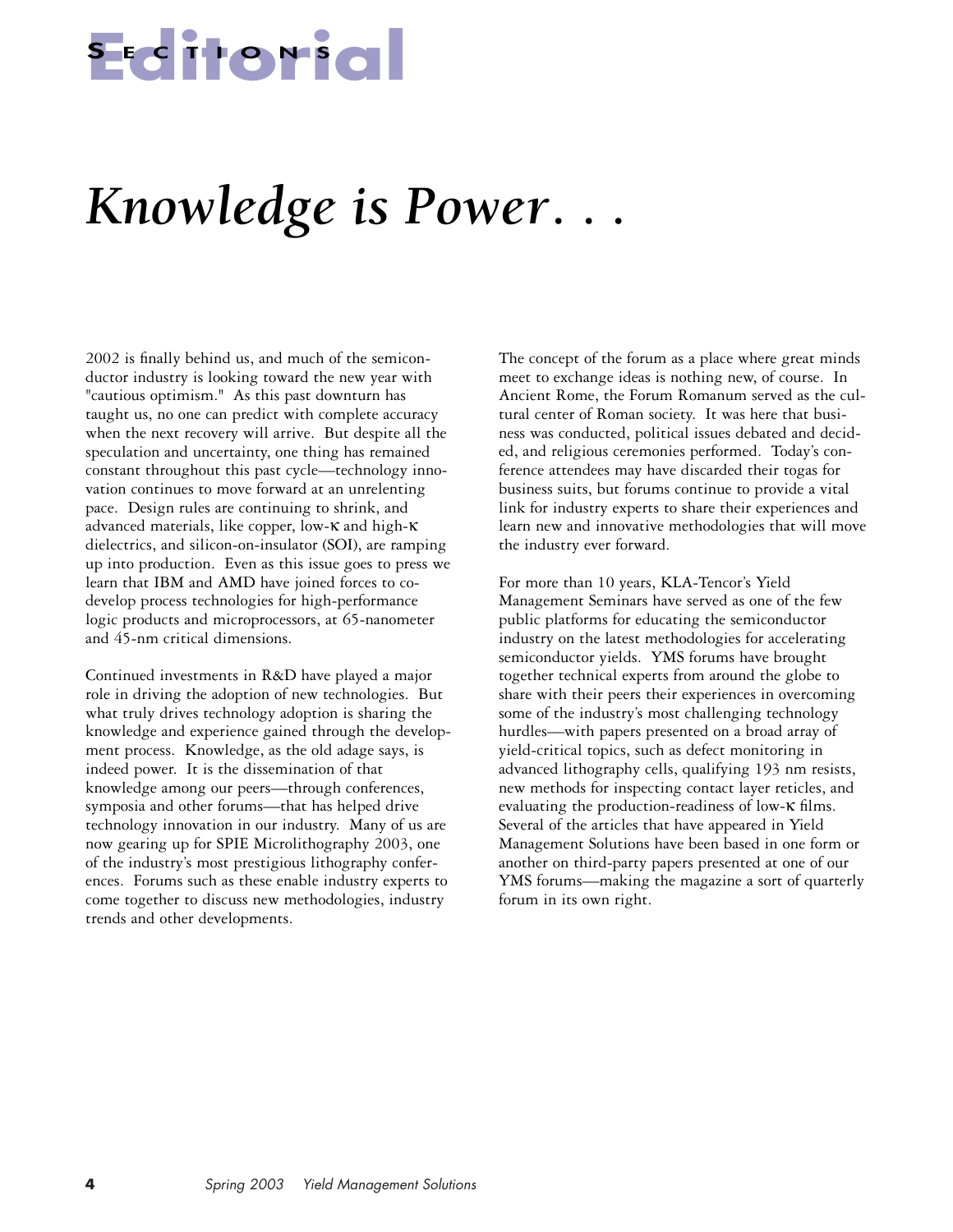# Sections

# Editorial

## *Knowledge is Power. . .*

2002 is finally behind us, and much of the semiconductor industry is looking toward the new year with "cautious optimism." As this past downturn has taught us, no one can predict with complete accuracy when the next recovery will arrive. But despite all the speculation and uncertainty, one thing has remained constant throughout this past cycle—technology innovation continues to move forward at an unrelenting pace. Design rules are continuing to shrink, and advanced materials, like copper, low-κ and high-κ dielectrics, and silicon-on-insulator (SOI), are ramping up into production. Even as this issue goes to press we learn that IBM and AMD have joined forces to co-develop process technologies for high-performance logic products and microprocessors, at 65-nanometer and 45-nm critical dimensions.

Continued investments in R&D have played a major role in driving the adoption of new technologies. But what truly drives technology adoption is sharing the knowledge and experience gained through the development process. Knowledge, as the old adage says, is indeed power. It is the dissemination of that knowledge among our peers—through conferences, symposia and other forums—that has helped drive technology innovation in our industry. Many of us are now gearing up for SPIE Microlithography 2003, one of the industry's most prestigious lithography conferences. Forums such as these enable industry experts to come together to discuss new methodologies, industry trends and other developments.

The concept of the forum as a place where great minds meet to exchange ideas is nothing new, of course. In Ancient Rome, the Forum Romanum served as the cultural center of Roman society. It was here that business was conducted, political issues debated and decided, and religious ceremonies performed. Today's conference attendees may have discarded their togas for business suits, but forums continue to provide a vital link for industry experts to share their experiences and learn new and innovative methodologies that will move the industry ever forward.

For more than 10 years, KLA-Tencor's Yield Management Seminars have served as one of the few public platforms for educating the semiconductor industry on the latest methodologies for accelerating semiconductor yields. YMS forums have brought together technical experts from around the globe to share with their peers their experiences in overcoming some of the industry's most challenging technology hurdles—with papers presented on a broad array of yield-critical topics, such as defect monitoring in advanced lithography cells, qualifying 193 nm resists, new methods for inspecting contact layer reticles, and evaluating the production-readiness of low-κ films. Several of the articles that have appeared in Yield Management Solutions have been based in one form or another on third-party papers presented at one of our YMS forums—making the magazine a sort of quarterly forum in its own right.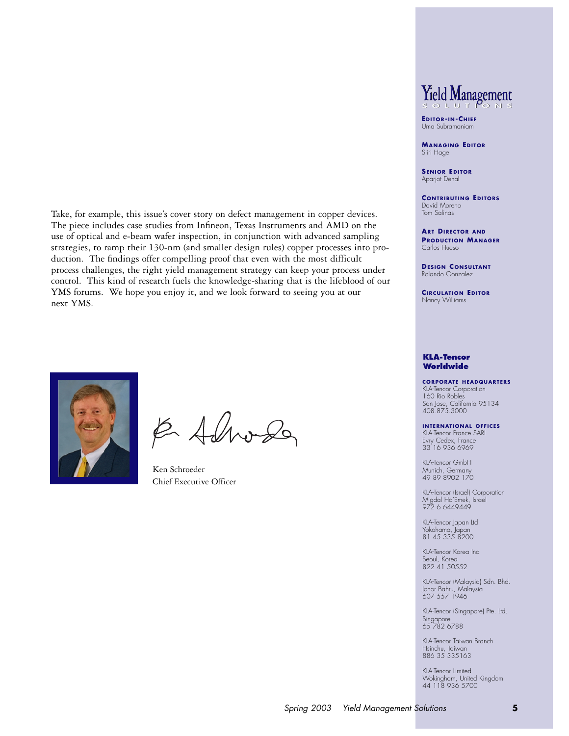Take, for example, this issue's cover story on defect management in copper devices. The piece includes case studies from Infineon, Texas Instruments and AMD on the use of optical and e-beam wafer inspection, in conjunction with advanced sampling strategies, to ramp their 130-nm (and smaller design rules) copper processes into production. The findings offer compelling proof that even with the most difficult process challenges, the right yield management strategy can keep your process under control. This kind of research fuels the knowledge-sharing that is the lifeblood of our YMS forums. We hope you enjoy it, and we look forward to seeing you at our next YMS.

Ken Schroeder
Chief Executive Officer

Yield Management Solutions

**EDITOR-IN-CHIEF**
Uma Subramaniam

**MANAGING EDITOR**
Siiri Hage

**SENIOR EDITOR**
Aparjot Dehal

**CONTRIBUTING EDITORS**
David Moreno
Tom Salinas

**ART DIRECTOR AND PRODUCTION MANAGER**
Carlos Hueso

**DESIGN CONSULTANT**
Rolando Gonzalez

**CIRCULATION EDITOR**
Nancy Williams

**KLA-Tencor Worldwide**

**CORPORATE HEADQUARTERS**
KLA-Tencor Corporation
160 Rio Robles
San Jose, California 95134
408.875.3000

**INTERNATIONAL OFFICES**
KLA-Tencor France SARL
Evry Cedex, France
33 16 936 6969

KLA-Tencor GmbH
Munich, Germany
49 89 8902 170

KLA-Tencor (Israel) Corporation
Migdal Ha'Emek, Israel
972 6 6449449

KLA-Tencor Japan Ltd.
Yokohama, Japan
81 45 335 8200

KLA-Tencor Korea Inc.
Seoul, Korea
822 41 50552

KLA-Tencor (Malaysia) Sdn. Bhd.
Johor Bahru, Malaysia
607 557 1946

KLA-Tencor (Singapore) Pte. Ltd.
Singapore
65 782 6788

KLA-Tencor Taiwan Branch
Hsinchu, Taiwan
886 35 335163

KLA-Tencor Limited
Wokingham, United Kingdom
44 118 936 5700